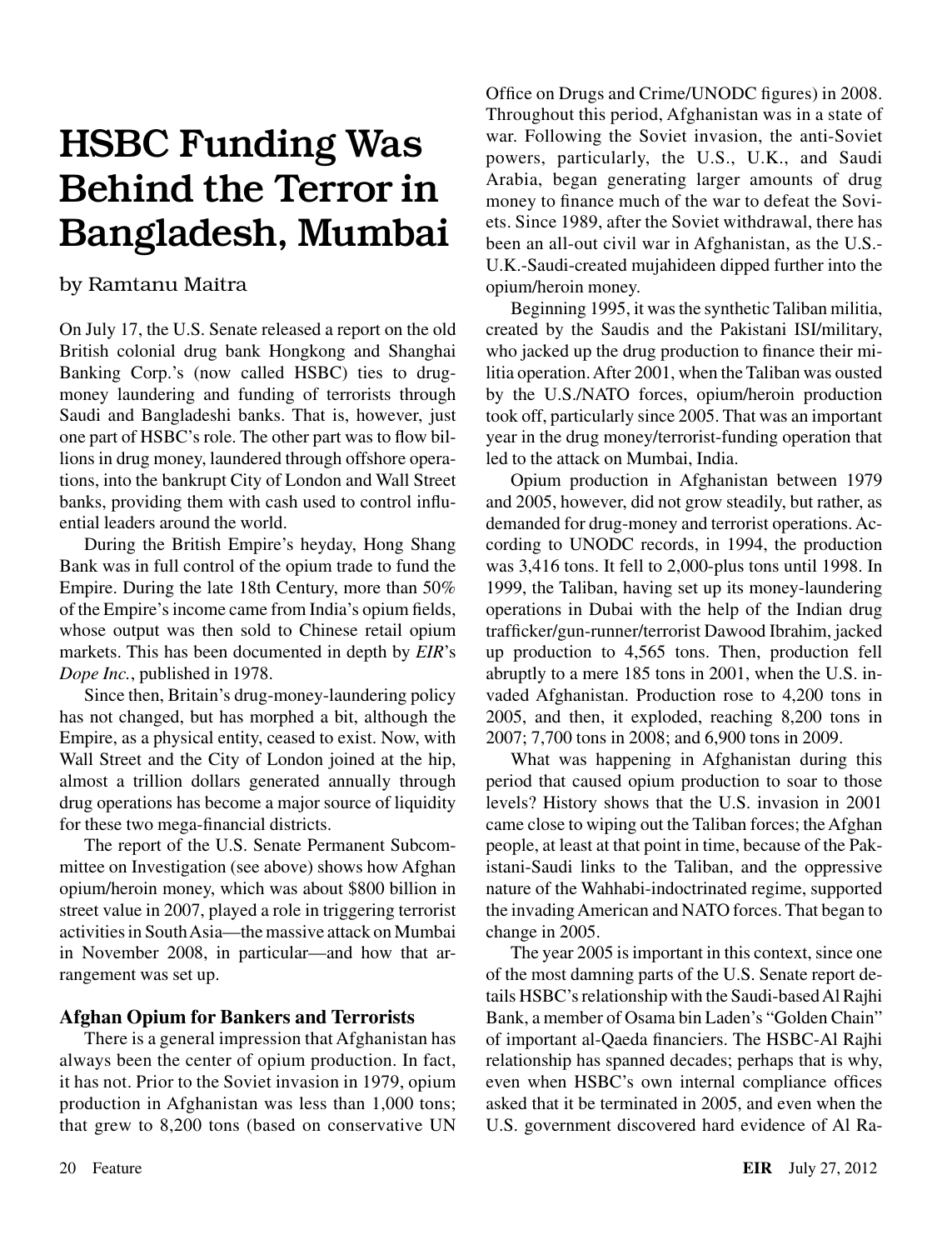# HSBC Funding Was Behind the Terror in Bangladesh, Mumbai

by Ramtanu Maitra

On July 17, the U.S. Senate released a report on the old British colonial drug bank Hongkong and Shanghai Banking Corp.'s (now called HSBC) ties to drug-money laundering and funding of terrorists through Saudi and Bangladeshi banks. That is, however, just one part of HSBC's role. The other part was to flow billions in drug money, laundered through offshore operations, into the bankrupt City of London and Wall Street banks, providing them with cash used to control influential leaders around the world.

During the British Empire's heyday, Hong Shang Bank was in full control of the opium trade to fund the Empire. During the late 18th Century, more than 50% of the Empire's income came from India's opium fields, whose output was then sold to Chinese retail opium markets. This has been documented in depth by *EIR*'s *Dope Inc.*, published in 1978.

Since then, Britain's drug-money-laundering policy has not changed, but has morphed a bit, although the Empire, as a physical entity, ceased to exist. Now, with Wall Street and the City of London joined at the hip, almost a trillion dollars generated annually through drug operations has become a major source of liquidity for these two mega-financial districts.

The report of the U.S. Senate Permanent Subcommittee on Investigation (see above) shows how Afghan opium/heroin money, which was about $800 billion in street value in 2007, played a role in triggering terrorist activities in South Asia—the massive attack on Mumbai in November 2008, in particular—and how that arrangement was set up.

### Afghan Opium for Bankers and Terrorists

There is a general impression that Afghanistan has always been the center of opium production. In fact, it has not. Prior to the Soviet invasion in 1979, opium production in Afghanistan was less than 1,000 tons; that grew to 8,200 tons (based on conservative UN Office on Drugs and Crime/UNODC figures) in 2008. Throughout this period, Afghanistan was in a state of war. Following the Soviet invasion, the anti-Soviet powers, particularly, the U.S., U.K., and Saudi Arabia, began generating larger amounts of drug money to finance much of the war to defeat the Soviets. Since 1989, after the Soviet withdrawal, there has been an all-out civil war in Afghanistan, as the U.S.-U.K.-Saudi-created mujahideen dipped further into the opium/heroin money.

Beginning 1995, it was the synthetic Taliban militia, created by the Saudis and the Pakistani ISI/military, who jacked up the drug production to finance their militia operation. After 2001, when the Taliban was ousted by the U.S./NATO forces, opium/heroin production took off, particularly since 2005. That was an important year in the drug money/terrorist-funding operation that led to the attack on Mumbai, India.

Opium production in Afghanistan between 1979 and 2005, however, did not grow steadily, but rather, as demanded for drug-money and terrorist operations. According to UNODC records, in 1994, the production was 3,416 tons. It fell to 2,000-plus tons until 1998. In 1999, the Taliban, having set up its money-laundering operations in Dubai with the help of the Indian drug trafficker/gun-runner/terrorist Dawood Ibrahim, jacked up production to 4,565 tons. Then, production fell abruptly to a mere 185 tons in 2001, when the U.S. invaded Afghanistan. Production rose to 4,200 tons in 2005, and then, it exploded, reaching 8,200 tons in 2007; 7,700 tons in 2008; and 6,900 tons in 2009.

What was happening in Afghanistan during this period that caused opium production to soar to those levels? History shows that the U.S. invasion in 2001 came close to wiping out the Taliban forces; the Afghan people, at least at that point in time, because of the Pakistani-Saudi links to the Taliban, and the oppressive nature of the Wahhabi-indoctrinated regime, supported the invading American and NATO forces. That began to change in 2005.

The year 2005 is important in this context, since one of the most damning parts of the U.S. Senate report details HSBC's relationship with the Saudi-based Al Rajhi Bank, a member of Osama bin Laden's "Golden Chain" of important al-Qaeda financiers. The HSBC-Al Rajhi relationship has spanned decades; perhaps that is why, even when HSBC's own internal compliance offices asked that it be terminated in 2005, and even when the U.S. government discovered hard evidence of Al Ra-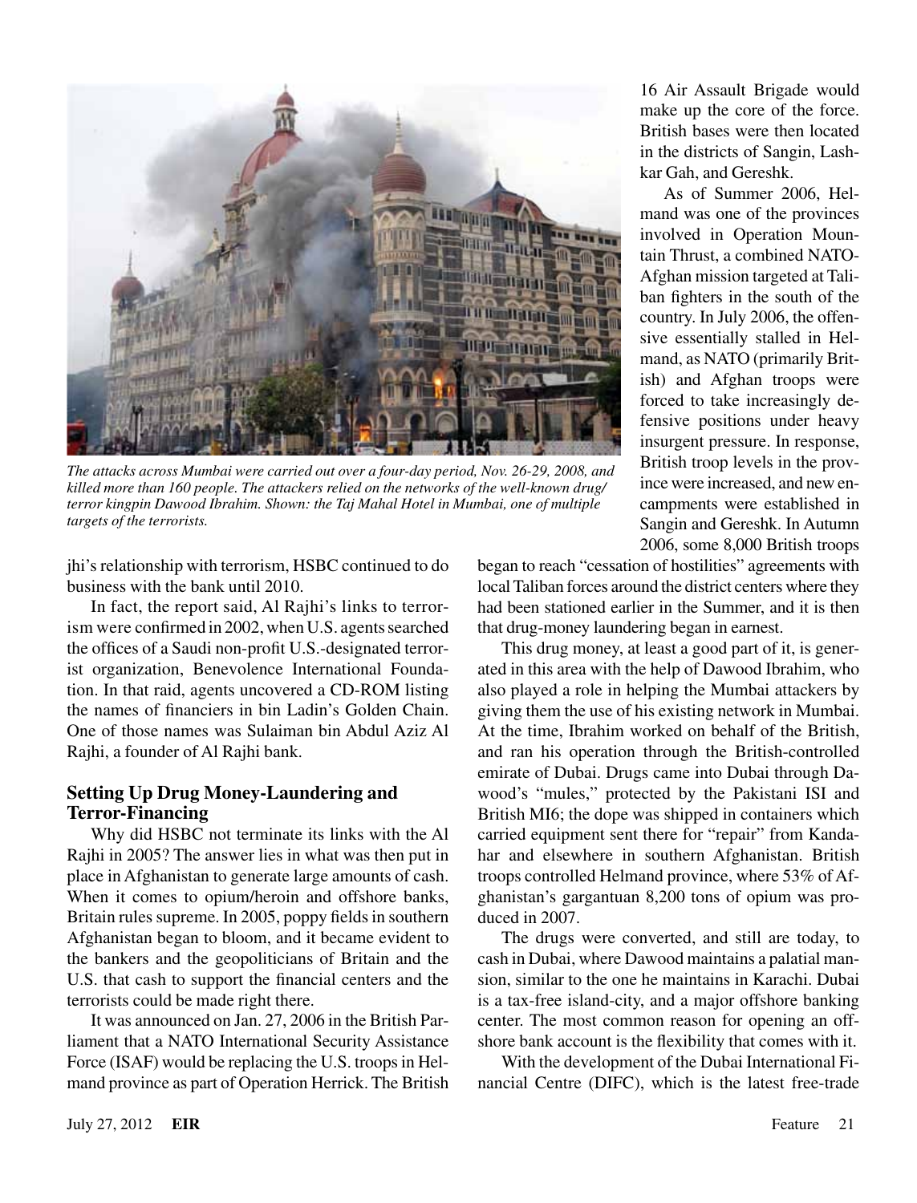*The attacks across Mumbai were carried out over a four-day period, Nov. 26-29, 2008, and killed more than 160 people. The attackers relied on the networks of the well-known drug/terror kingpin Dawood Ibrahim. Shown: the Taj Mahal Hotel in Mumbai, one of multiple targets of the terrorists.*

jhi's relationship with terrorism, HSBC continued to do business with the bank until 2010.

In fact, the report said, Al Rajhi's links to terrorism were confirmed in 2002, when U.S. agents searched the offices of a Saudi non-profit U.S.-designated terrorist organization, Benevolence International Foundation. In that raid, agents uncovered a CD-ROM listing the names of financiers in bin Ladin's Golden Chain. One of those names was Sulaiman bin Abdul Aziz Al Rajhi, a founder of Al Rajhi bank.

### Setting Up Drug Money-Laundering and Terror-Financing

Why did HSBC not terminate its links with the Al Rajhi in 2005? The answer lies in what was then put in place in Afghanistan to generate large amounts of cash. When it comes to opium/heroin and offshore banks, Britain rules supreme. In 2005, poppy fields in southern Afghanistan began to bloom, and it became evident to the bankers and the geopoliticians of Britain and the U.S. that cash to support the financial centers and the terrorists could be made right there.

It was announced on Jan. 27, 2006 in the British Parliament that a NATO International Security Assistance Force (ISAF) would be replacing the U.S. troops in Helmand province as part of Operation Herrick. The British 16 Air Assault Brigade would make up the core of the force. British bases were then located in the districts of Sangin, Lashkar Gah, and Gereshk.

As of Summer 2006, Helmand was one of the provinces involved in Operation Mountain Thrust, a combined NATO-Afghan mission targeted at Taliban fighters in the south of the country. In July 2006, the offensive essentially stalled in Helmand, as NATO (primarily British) and Afghan troops were forced to take increasingly defensive positions under heavy insurgent pressure. In response, British troop levels in the province were increased, and new encampments were established in Sangin and Gereshk. In Autumn 2006, some 8,000 British troops began to reach "cessation of hostilities" agreements with local Taliban forces around the district centers where they had been stationed earlier in the Summer, and it is then that drug-money laundering began in earnest.

This drug money, at least a good part of it, is generated in this area with the help of Dawood Ibrahim, who also played a role in helping the Mumbai attackers by giving them the use of his existing network in Mumbai. At the time, Ibrahim worked on behalf of the British, and ran his operation through the British-controlled emirate of Dubai. Drugs came into Dubai through Dawood's "mules," protected by the Pakistani ISI and British MI6; the dope was shipped in containers which carried equipment sent there for "repair" from Kandahar and elsewhere in southern Afghanistan. British troops controlled Helmand province, where 53% of Afghanistan's gargantuan 8,200 tons of opium was produced in 2007.

The drugs were converted, and still are today, to cash in Dubai, where Dawood maintains a palatial mansion, similar to the one he maintains in Karachi. Dubai is a tax-free island-city, and a major offshore banking center. The most common reason for opening an offshore bank account is the flexibility that comes with it.

With the development of the Dubai International Financial Centre (DIFC), which is the latest free-trade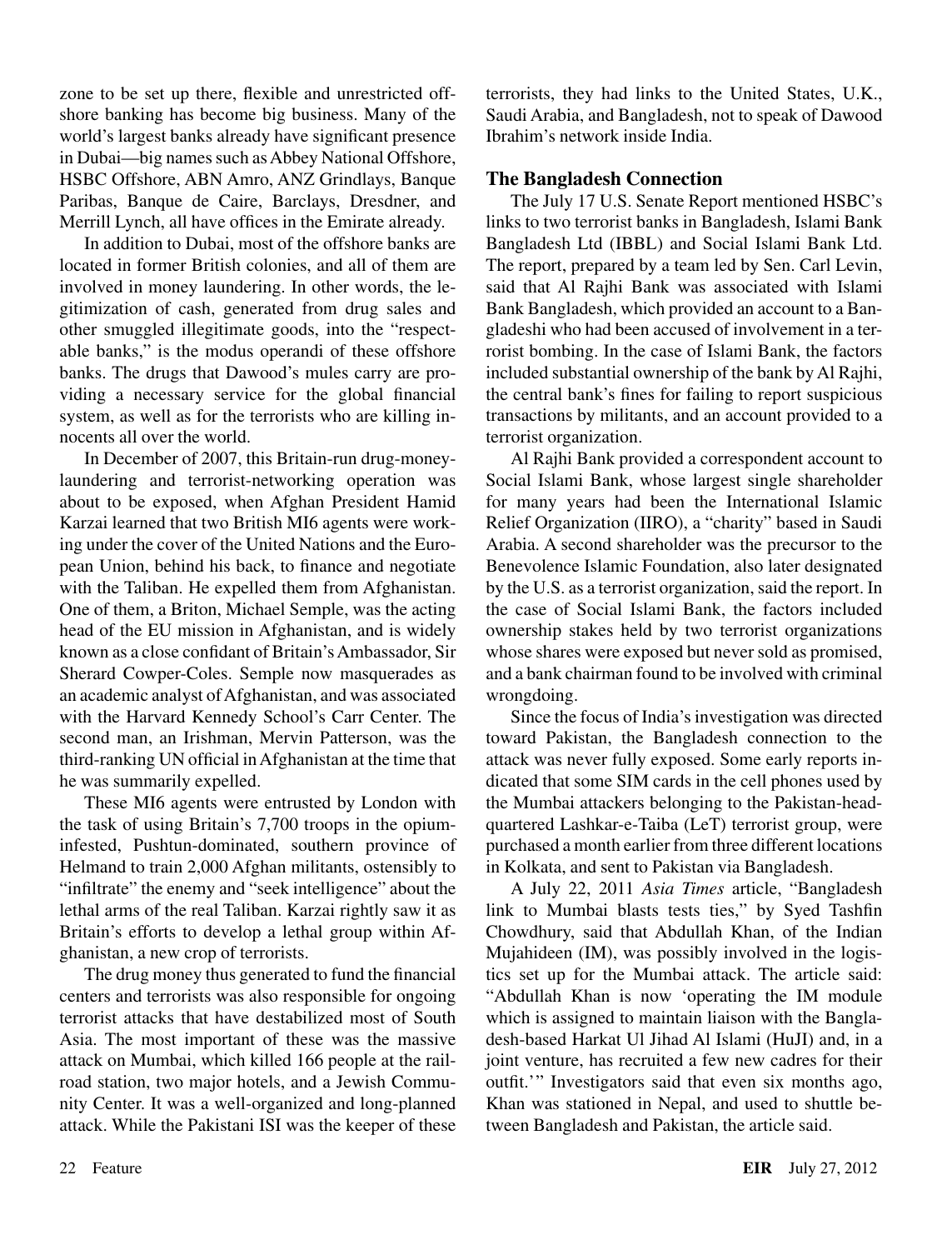zone to be set up there, flexible and unrestricted offshore banking has become big business. Many of the world's largest banks already have significant presence in Dubai—big names such as Abbey National Offshore, HSBC Offshore, ABN Amro, ANZ Grindlays, Banque Paribas, Banque de Caire, Barclays, Dresdner, and Merrill Lynch, all have offices in the Emirate already.

In addition to Dubai, most of the offshore banks are located in former British colonies, and all of them are involved in money laundering. In other words, the legitimization of cash, generated from drug sales and other smuggled illegitimate goods, into the "respectable banks," is the modus operandi of these offshore banks. The drugs that Dawood's mules carry are providing a necessary service for the global financial system, as well as for the terrorists who are killing innocents all over the world.

In December of 2007, this Britain-run drug-money-laundering and terrorist-networking operation was about to be exposed, when Afghan President Hamid Karzai learned that two British MI6 agents were working under the cover of the United Nations and the European Union, behind his back, to finance and negotiate with the Taliban. He expelled them from Afghanistan. One of them, a Briton, Michael Semple, was the acting head of the EU mission in Afghanistan, and is widely known as a close confidant of Britain's Ambassador, Sir Sherard Cowper-Coles. Semple now masquerades as an academic analyst of Afghanistan, and was associated with the Harvard Kennedy School's Carr Center. The second man, an Irishman, Mervin Patterson, was the third-ranking UN official in Afghanistan at the time that he was summarily expelled.

These MI6 agents were entrusted by London with the task of using Britain's 7,700 troops in the opium-infested, Pushtun-dominated, southern province of Helmand to train 2,000 Afghan militants, ostensibly to "infiltrate" the enemy and "seek intelligence" about the lethal arms of the real Taliban. Karzai rightly saw it as Britain's efforts to develop a lethal group within Afghanistan, a new crop of terrorists.

The drug money thus generated to fund the financial centers and terrorists was also responsible for ongoing terrorist attacks that have destabilized most of South Asia. The most important of these was the massive attack on Mumbai, which killed 166 people at the railroad station, two major hotels, and a Jewish Community Center. It was a well-organized and long-planned attack. While the Pakistani ISI was the keeper of these terrorists, they had links to the United States, U.K., Saudi Arabia, and Bangladesh, not to speak of Dawood Ibrahim's network inside India.

## The Bangladesh Connection

The July 17 U.S. Senate Report mentioned HSBC's links to two terrorist banks in Bangladesh, Islami Bank Bangladesh Ltd (IBBL) and Social Islami Bank Ltd. The report, prepared by a team led by Sen. Carl Levin, said that Al Rajhi Bank was associated with Islami Bank Bangladesh, which provided an account to a Bangladeshi who had been accused of involvement in a terrorist bombing. In the case of Islami Bank, the factors included substantial ownership of the bank by Al Rajhi, the central bank's fines for failing to report suspicious transactions by militants, and an account provided to a terrorist organization.

Al Rajhi Bank provided a correspondent account to Social Islami Bank, whose largest single shareholder for many years had been the International Islamic Relief Organization (IIRO), a "charity" based in Saudi Arabia. A second shareholder was the precursor to the Benevolence Islamic Foundation, also later designated by the U.S. as a terrorist organization, said the report. In the case of Social Islami Bank, the factors included ownership stakes held by two terrorist organizations whose shares were exposed but never sold as promised, and a bank chairman found to be involved with criminal wrongdoing.

Since the focus of India's investigation was directed toward Pakistan, the Bangladesh connection to the attack was never fully exposed. Some early reports indicated that some SIM cards in the cell phones used by the Mumbai attackers belonging to the Pakistan-headquartered Lashkar-e-Taiba (LeT) terrorist group, were purchased a month earlier from three different locations in Kolkata, and sent to Pakistan via Bangladesh.

A July 22, 2011 *Asia Times* article, "Bangladesh link to Mumbai blasts tests ties," by Syed Tashfin Chowdhury, said that Abdullah Khan, of the Indian Mujahideen (IM), was possibly involved in the logistics set up for the Mumbai attack. The article said: "Abdullah Khan is now 'operating the IM module which is assigned to maintain liaison with the Bangladesh-based Harkat Ul Jihad Al Islami (HuJI) and, in a joint venture, has recruited a few new cadres for their outfit.'" Investigators said that even six months ago, Khan was stationed in Nepal, and used to shuttle between Bangladesh and Pakistan, the article said.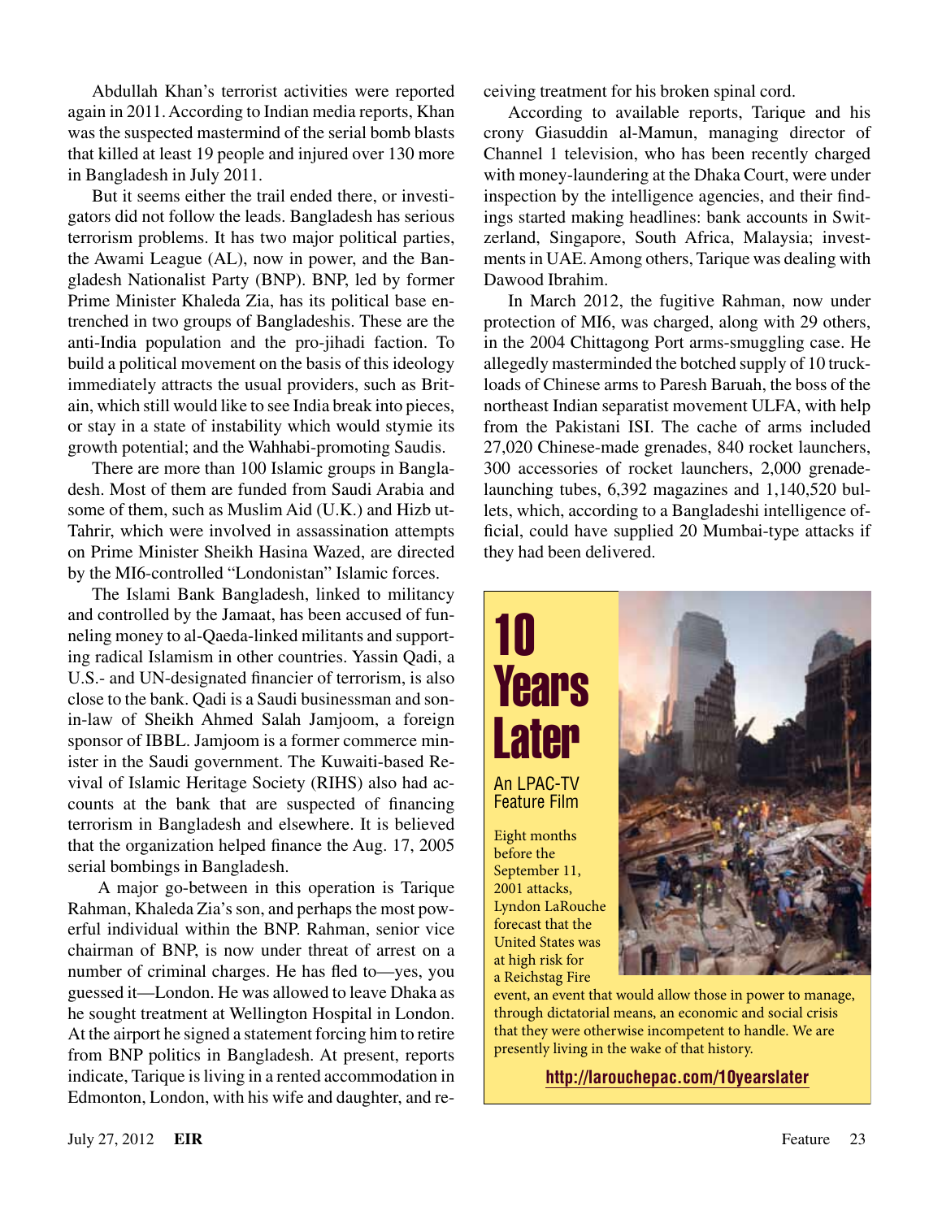Abdullah Khan's terrorist activities were reported again in 2011. According to Indian media reports, Khan was the suspected mastermind of the serial bomb blasts that killed at least 19 people and injured over 130 more in Bangladesh in July 2011.

But it seems either the trail ended there, or investigators did not follow the leads. Bangladesh has serious terrorism problems. It has two major political parties, the Awami League (AL), now in power, and the Bangladesh Nationalist Party (BNP). BNP, led by former Prime Minister Khaleda Zia, has its political base entrenched in two groups of Bangladeshis. These are the anti-India population and the pro-jihadi faction. To build a political movement on the basis of this ideology immediately attracts the usual providers, such as Britain, which still would like to see India break into pieces, or stay in a state of instability which would stymie its growth potential; and the Wahhabi-promoting Saudis.

There are more than 100 Islamic groups in Bangladesh. Most of them are funded from Saudi Arabia and some of them, such as Muslim Aid (U.K.) and Hizb ut-Tahrir, which were involved in assassination attempts on Prime Minister Sheikh Hasina Wazed, are directed by the MI6-controlled "Londonistan" Islamic forces.

The Islami Bank Bangladesh, linked to militancy and controlled by the Jamaat, has been accused of funneling money to al-Qaeda-linked militants and supporting radical Islamism in other countries. Yassin Qadi, a U.S.- and UN-designated financier of terrorism, is also close to the bank. Qadi is a Saudi businessman and son-in-law of Sheikh Ahmed Salah Jamjoom, a foreign sponsor of IBBL. Jamjoom is a former commerce minister in the Saudi government. The Kuwaiti-based Revival of Islamic Heritage Society (RIHS) also had accounts at the bank that are suspected of financing terrorism in Bangladesh and elsewhere. It is believed that the organization helped finance the Aug. 17, 2005 serial bombings in Bangladesh.

A major go-between in this operation is Tarique Rahman, Khaleda Zia's son, and perhaps the most powerful individual within the BNP. Rahman, senior vice chairman of BNP, is now under threat of arrest on a number of criminal charges. He has fled to—yes, you guessed it—London. He was allowed to leave Dhaka as he sought treatment at Wellington Hospital in London. At the airport he signed a statement forcing him to retire from BNP politics in Bangladesh. At present, reports indicate, Tarique is living in a rented accommodation in Edmonton, London, with his wife and daughter, and receiving treatment for his broken spinal cord.

According to available reports, Tarique and his crony Giasuddin al-Mamun, managing director of Channel 1 television, who has been recently charged with money-laundering at the Dhaka Court, were under inspection by the intelligence agencies, and their findings started making headlines: bank accounts in Switzerland, Singapore, South Africa, Malaysia; investments in UAE. Among others, Tarique was dealing with Dawood Ibrahim.

In March 2012, the fugitive Rahman, now under protection of MI6, was charged, along with 29 others, in the 2004 Chittagong Port arms-smuggling case. He allegedly masterminded the botched supply of 10 truckloads of Chinese arms to Paresh Baruah, the boss of the northeast Indian separatist movement ULFA, with help from the Pakistani ISI. The cache of arms included 27,020 Chinese-made grenades, 840 rocket launchers, 300 accessories of rocket launchers, 2,000 grenade-launching tubes, 6,392 magazines and 1,140,520 bullets, which, according to a Bangladeshi intelligence official, could have supplied 20 Mumbai-type attacks if they had been delivered.

## 10 Years Later

An LPAC-TV Feature Film

Eight months before the September 11, 2001 attacks, Lyndon LaRouche forecast that the United States was at high risk for a Reichstag Fire event, an event that would allow those in power to manage, through dictatorial means, an economic and social crisis that they were otherwise incompetent to handle. We are presently living in the wake of that history.

**http://larouchepac.com/10yearslater**